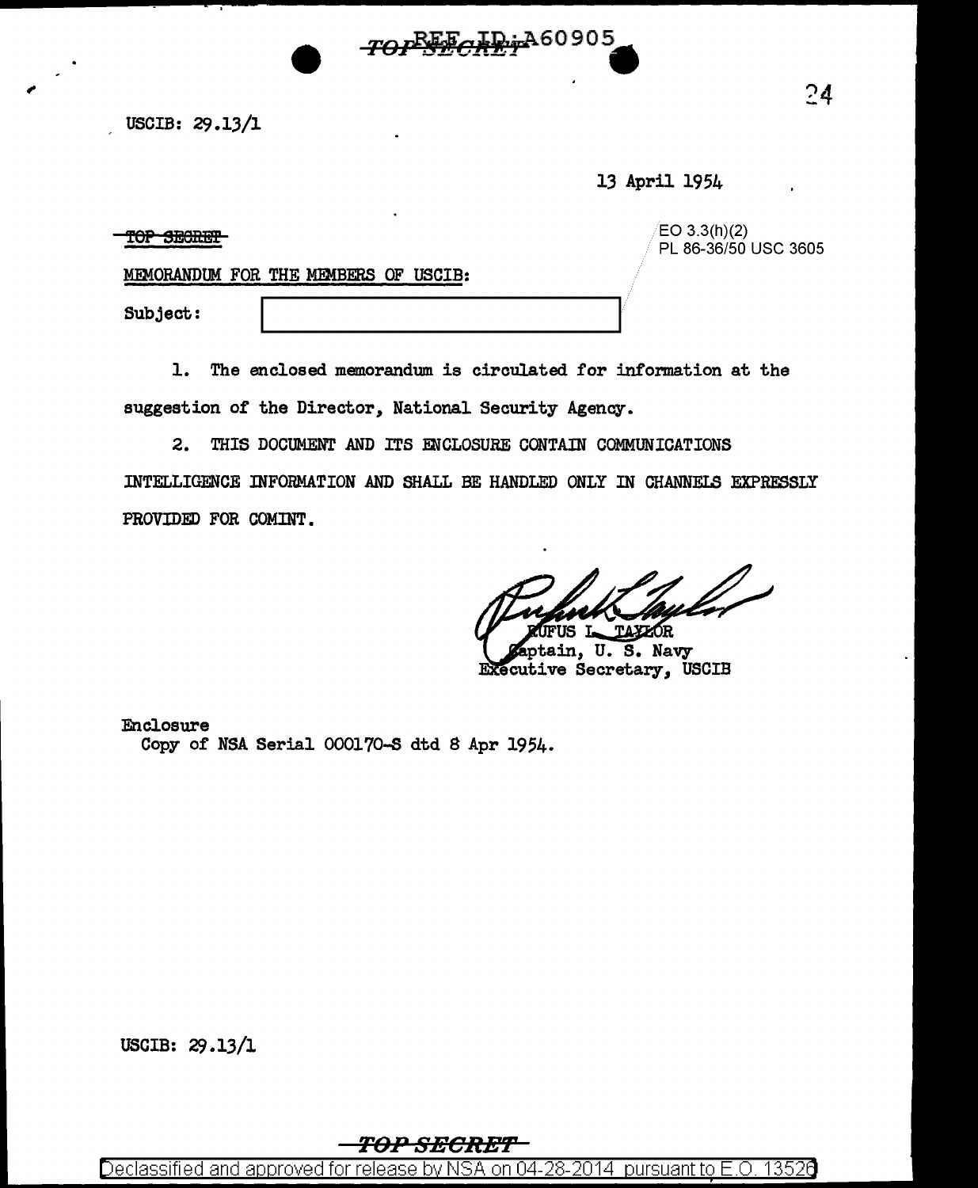USCIB: 29.13/1

13 April 1954

~~TOP SECRET~~

EO 3.3(h)(2)
PL 86-36/50 USC 3605

MEMORANDUM FOR THE MEMBERS OF USCIB:

Subject: [ ]

1. The enclosed memorandum is circulated for information at the suggestion of the Director, National Security Agency.

2. THIS DOCUMENT AND ITS ENCLOSURE CONTAIN COMMUNICATIONS INTELLIGENCE INFORMATION AND SHALL BE HANDLED ONLY IN CHANNELS EXPRESSLY PROVIDED FOR COMINT.

RUFUS L. TAYLOR
Captain, U. S. Navy
Executive Secretary, USCIB

Enclosure
Copy of NSA Serial 000170-S dtd 8 Apr 1954.

USCIB: 29.13/1

TOP SECRET

Declassified and approved for release by NSA on 04-28-2014 pursuant to E.O. 13526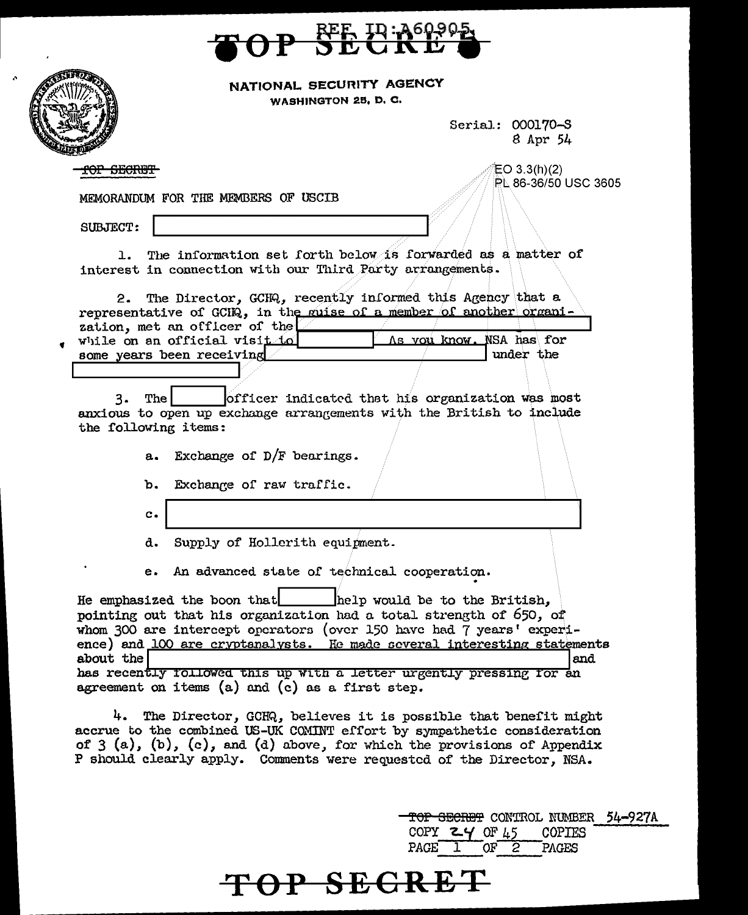TOP SECRET

REF ID:A60905

NATIONAL SECURITY AGENCY
WASHINGTON 25, D. C.

Serial: 000170-S
8 Apr 54

~~TOP SECRET~~

EO 3.3(h)(2)
PL 86-36/50 USC 3605

MEMORANDUM FOR THE MEMBERS OF USCIB

SUBJECT: [REDACTED]

1. The information set forth below is forwarded as a matter of interest in connection with our Third Party arrangements.

2. The Director, GCHQ, recently informed this Agency that a representative of GCHQ, in the guise of a member of another organization, met an officer of the [REDACTED] while on an official visit to [REDACTED] As you know, NSA has for some years been receiving [REDACTED] under the [REDACTED]

3. The [REDACTED] officer indicated that his organization was most anxious to open up exchange arrangements with the British to include the following items:

a. Exchange of D/F bearings.

b. Exchange of raw traffic.

c. [REDACTED]

d. Supply of Hollerith equipment.

e. An advanced state of technical cooperation.

He emphasized the boon that [REDACTED] help would be to the British, pointing out that his organization had a total strength of 650, of whom 300 are intercept operators (over 150 have had 7 years' experience) and 100 are cryptanalysts. He made several interesting statements about the [REDACTED] and has recently followed this up with a letter urgently pressing for an agreement on items (a) and (c) as a first step.

4. The Director, GCHQ, believes it is possible that benefit might accrue to the combined US-UK COMINT effort by sympathetic consideration of 3 (a), (b), (c), and (d) above, for which the provisions of Appendix P should clearly apply. Comments were requested of the Director, NSA.

~~TOP SECRET~~ CONTROL NUMBER 54-927A
COPY 24 OF 45 COPIES
PAGE 1 OF 2 PAGES

TOP SECRET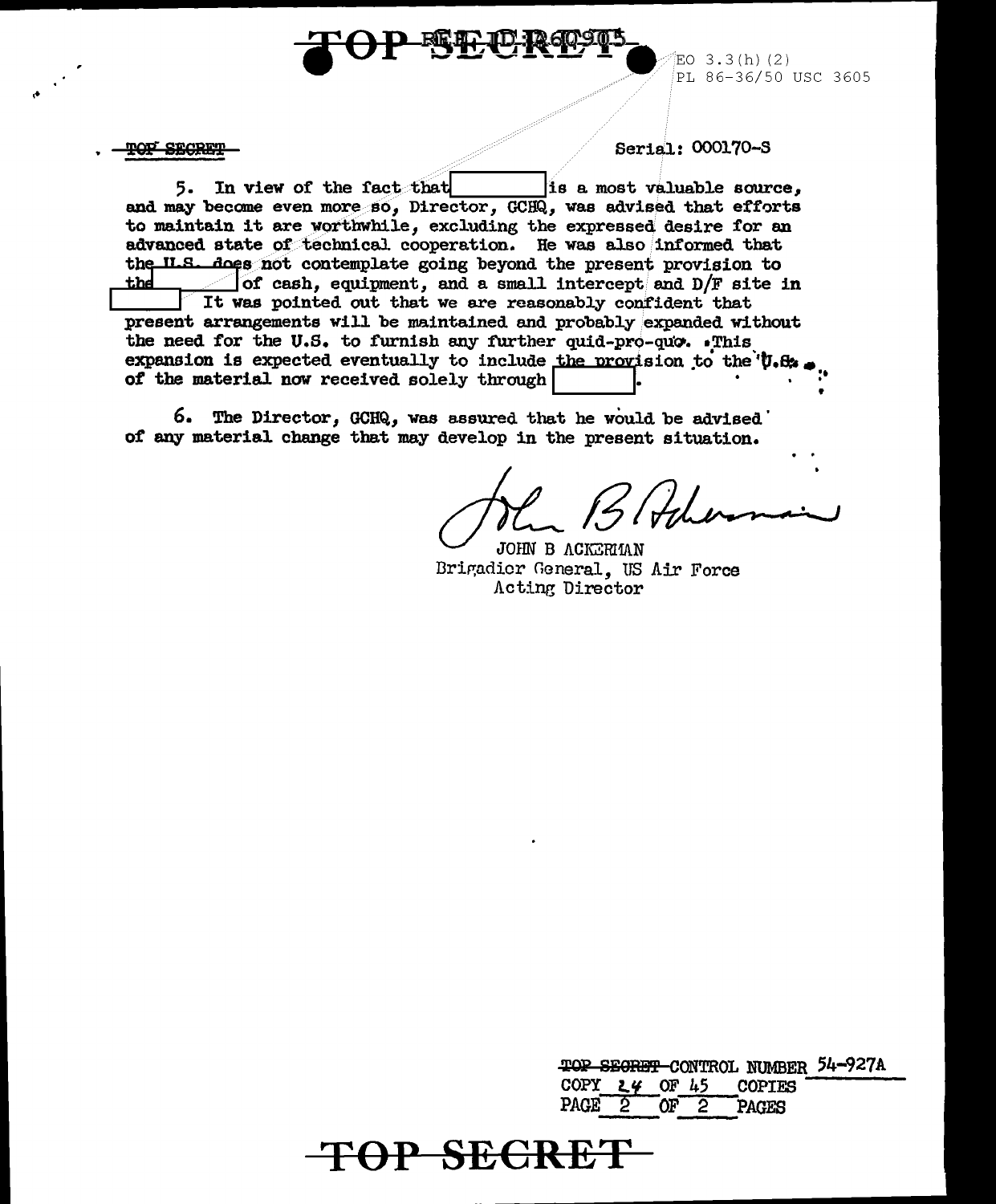**TOP SECRET** REF ID:A60905

EO 3.3(h)(2)
PL 86-36/50 USC 3605

TOP SECRET

Serial: 000170-S

5. In view of the fact that [REDACTED] is a most valuable source, and may become even more so, Director, GCHQ, was advised that efforts to maintain it are worthwhile, excluding the expressed desire for an advanced state of technical cooperation. He was also informed that the U.S. does not contemplate going beyond the present provision to the [REDACTED] of cash, equipment, and a small intercept and D/F site in [REDACTED] It was pointed out that we are reasonably confident that present arrangements will be maintained and probably expanded without the need for the U.S. to furnish any further quid-pro-quo. This expansion is expected eventually to include the provision to the U.S. of the material now received solely through [REDACTED].

6. The Director, GCHQ, was assured that he would be advised of any material change that may develop in the present situation.

JOHN B ACKERMAN
Brigadier General, US Air Force
Acting Director

TOP SECRET CONTROL NUMBER 54-927A
COPY 24 OF 45 COPIES
PAGE 2 OF 2 PAGES

**TOP SECRET**